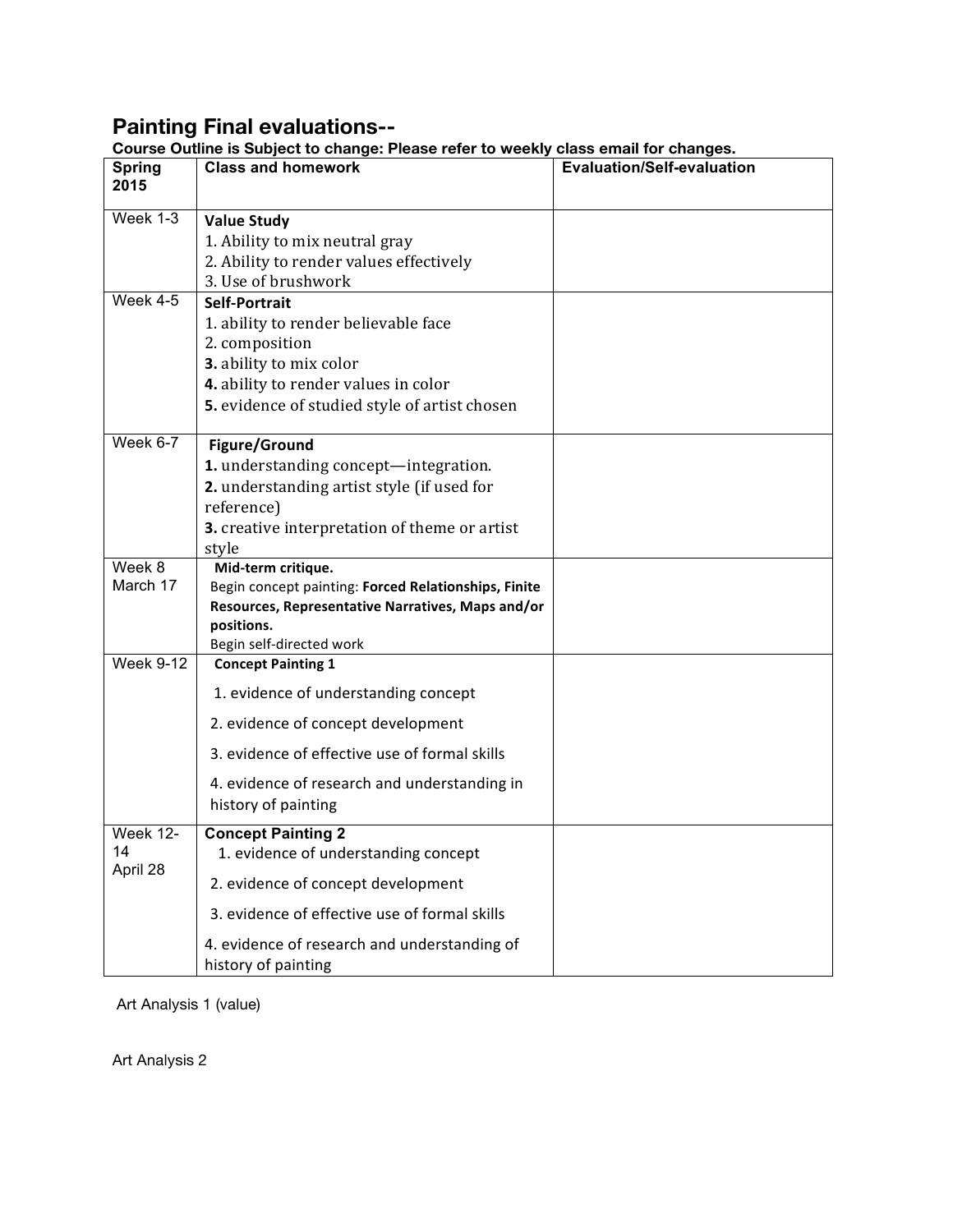# Painting Final evaluations--

**Course Outline is Subject to change: Please refer to weekly class email for changes.**

| Spring 2015 | Class and homework | Evaluation/Self-evaluation |
|---|---|---|
| Week 1-3 | **Value Study**<br>1. Ability to mix neutral gray<br>2. Ability to render values effectively<br>3. Use of brushwork | |
| Week 4-5 | **Self-Portrait**<br>1. ability to render believable face<br>2. composition<br>**3.** ability to mix color<br>**4.** ability to render values in color<br>**5.** evidence of studied style of artist chosen | |
| Week 6-7 | **Figure/Ground**<br>**1.** understanding concept—integration.<br>**2.** understanding artist style (if used for reference)<br>**3.** creative interpretation of theme or artist style | |
| Week 8<br>March 17 | **Mid-term critique.**<br>Begin concept painting: **Forced Relationships, Finite Resources, Representative Narratives, Maps and/or positions.**<br>Begin self-directed work | |
| Week 9-12 | **Concept Painting 1**<br>1. evidence of understanding concept<br>2. evidence of concept development<br>3. evidence of effective use of formal skills<br>4. evidence of research and understanding in history of painting | |
| Week 12-14<br>April 28 | **Concept Painting 2**<br>1. evidence of understanding concept<br>2. evidence of concept development<br>3. evidence of effective use of formal skills<br>4. evidence of research and understanding of history of painting | |

Art Analysis 1 (value)

Art Analysis 2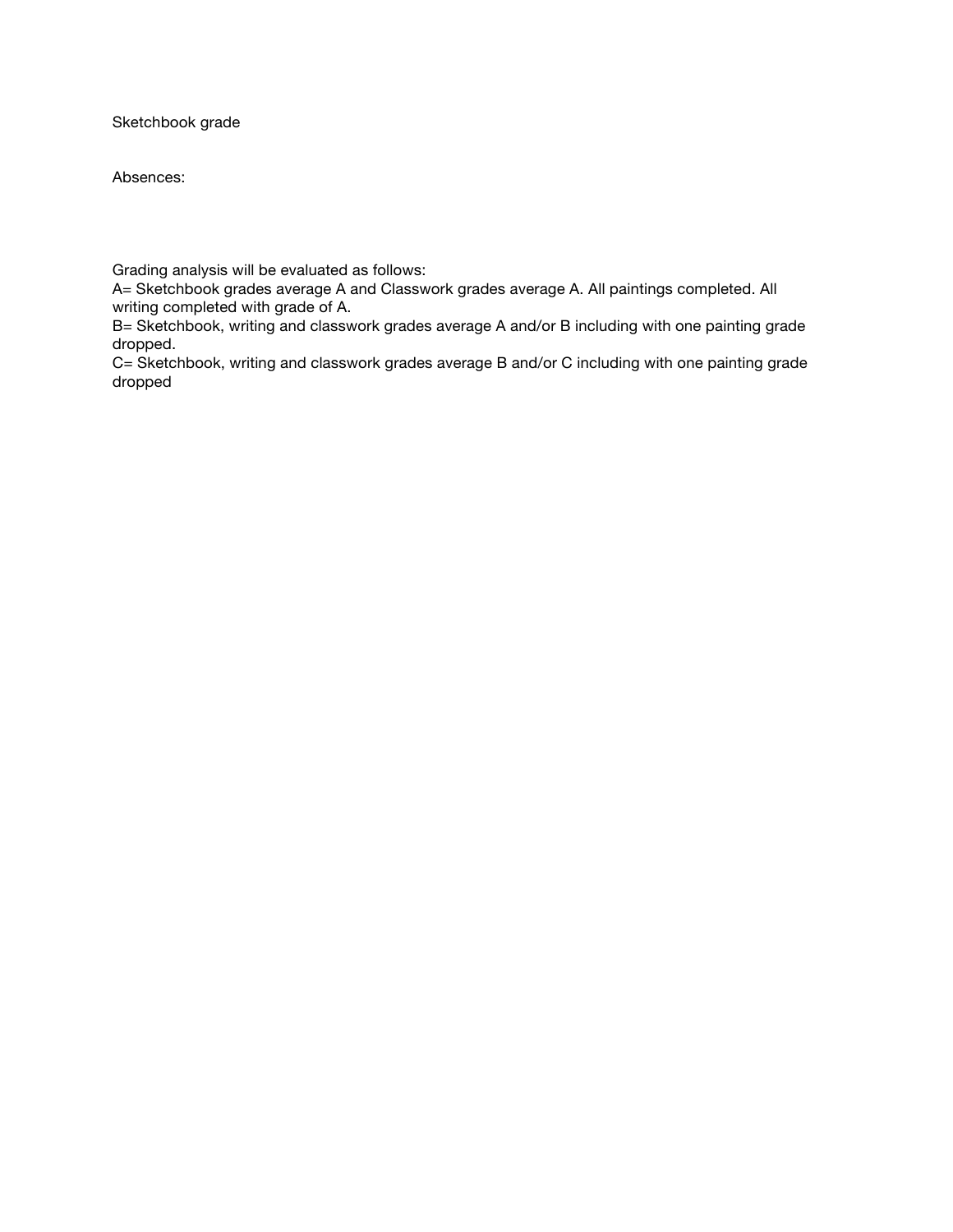Sketchbook grade

Absences:

Grading analysis will be evaluated as follows:
A= Sketchbook grades average A and Classwork grades average A. All paintings completed. All writing completed with grade of A.
B= Sketchbook, writing and classwork grades average A and/or B including with one painting grade dropped.
C= Sketchbook, writing and classwork grades average B and/or C including with one painting grade dropped